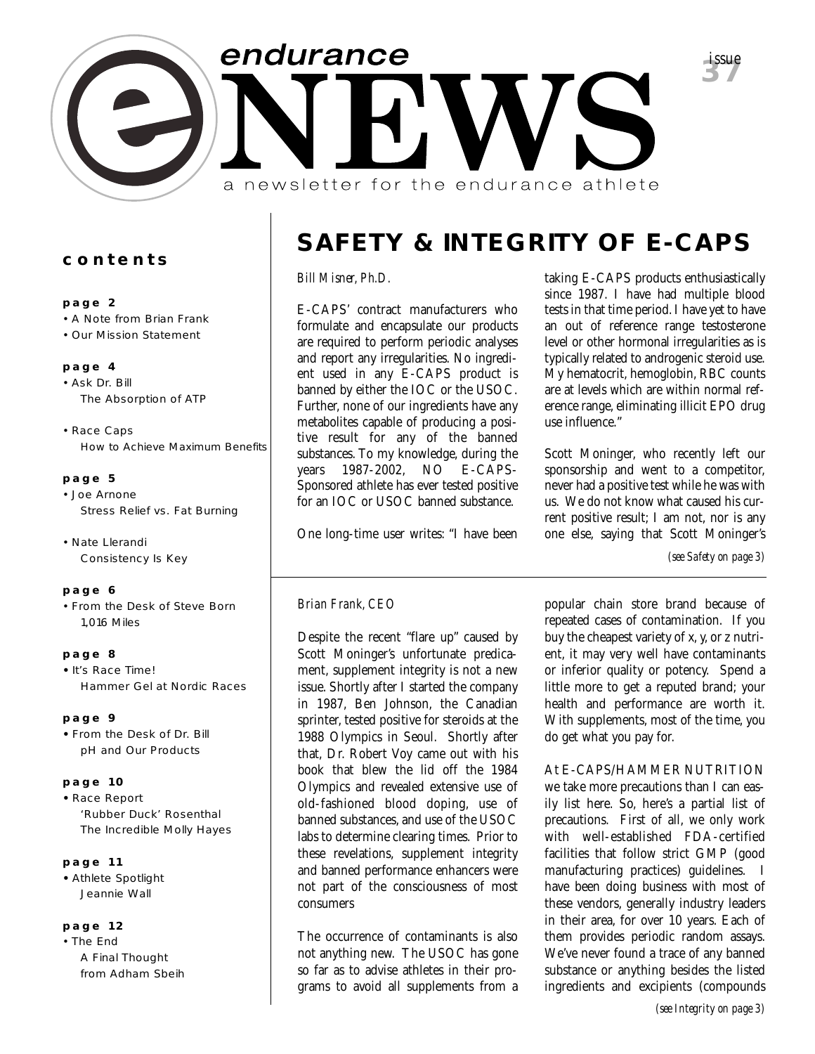# endurance NEWS

a newsletter for the endurance athlete

issue 37

## contents

**page 2**
- A Note from Brian Frank
- Our Mission Statement

**page 4**
- Ask Dr. Bill
  The Absorption of ATP
- Race Caps
  How to Achieve Maximum Benefits

**page 5**
- Joe Arnone
  Stress Relief vs. Fat Burning
- Nate Llerandi
  Consistency Is Key

**page 6**
- From the Desk of Steve Born
  1,016 Miles

**page 8**
- It's Race Time!
  Hammer Gel at Nordic Races

**page 9**
- From the Desk of Dr. Bill
  pH and Our Products

**page 10**
- Race Report
  'Rubber Duck' Rosenthal
  The Incredible Molly Hayes

**page 11**
- Athlete Spotlight
  Jeannie Wall

**page 12**
- The End
  A Final Thought
  from Adham Sbeih

# SAFETY & INTEGRITY OF E-CAPS

*Bill Misner, Ph.D.*

E-CAPS' contract manufacturers who formulate and encapsulate our products are required to perform periodic analyses and report any irregularities. No ingredient used in any E-CAPS product is banned by either the IOC or the USOC. Further, none of our ingredients have any metabolites capable of producing a positive result for any of the banned substances. To my knowledge, during the years 1987-2002, NO E-CAPS-Sponsored athlete has ever tested positive for an IOC or USOC banned substance.

One long-time user writes: "I have been taking E-CAPS products enthusiastically since 1987. I have had multiple blood tests in that time period. I have yet to have an out of reference range testosterone level or other hormonal irregularities as is typically related to androgenic steroid use. My hematocrit, hemoglobin, RBC counts are at levels which are within normal reference range, eliminating illicit EPO drug use influence."

Scott Moninger, who recently left our sponsorship and went to a competitor, never had a positive test while he was with us. We do not know what caused his current positive result; I am not, nor is any one else, saying that Scott Moninger's

*(see Safety on page 3)*

*Brian Frank, CEO*

Despite the recent "flare up" caused by Scott Moninger's unfortunate predicament, supplement integrity is not a new issue. Shortly after I started the company in 1987, Ben Johnson, the Canadian sprinter, tested positive for steroids at the 1988 Olympics in Seoul. Shortly after that, Dr. Robert Voy came out with his book that blew the lid off the 1984 Olympics and revealed extensive use of old-fashioned blood doping, use of banned substances, and use of the USOC labs to determine clearing times. Prior to these revelations, supplement integrity and banned performance enhancers were not part of the consciousness of most consumers

The occurrence of contaminants is also not anything new. The USOC has gone so far as to advise athletes in their programs to avoid all supplements from a popular chain store brand because of repeated cases of contamination. If you buy the cheapest variety of x, y, or z nutrient, it may very well have contaminants or inferior quality or potency. Spend a little more to get a reputed brand; your health and performance are worth it. With supplements, most of the time, you do get what you pay for.

At E-CAPS/HAMMER NUTRITION we take more precautions than I can easily list here. So, here's a partial list of precautions. First of all, we only work with well-established FDA-certified facilities that follow strict GMP (good manufacturing practices) guidelines. I have been doing business with most of these vendors, generally industry leaders in their area, for over 10 years. Each of them provides periodic random assays. We've never found a trace of any banned substance or anything besides the listed ingredients and excipients (compounds

*(see Integrity on page 3)*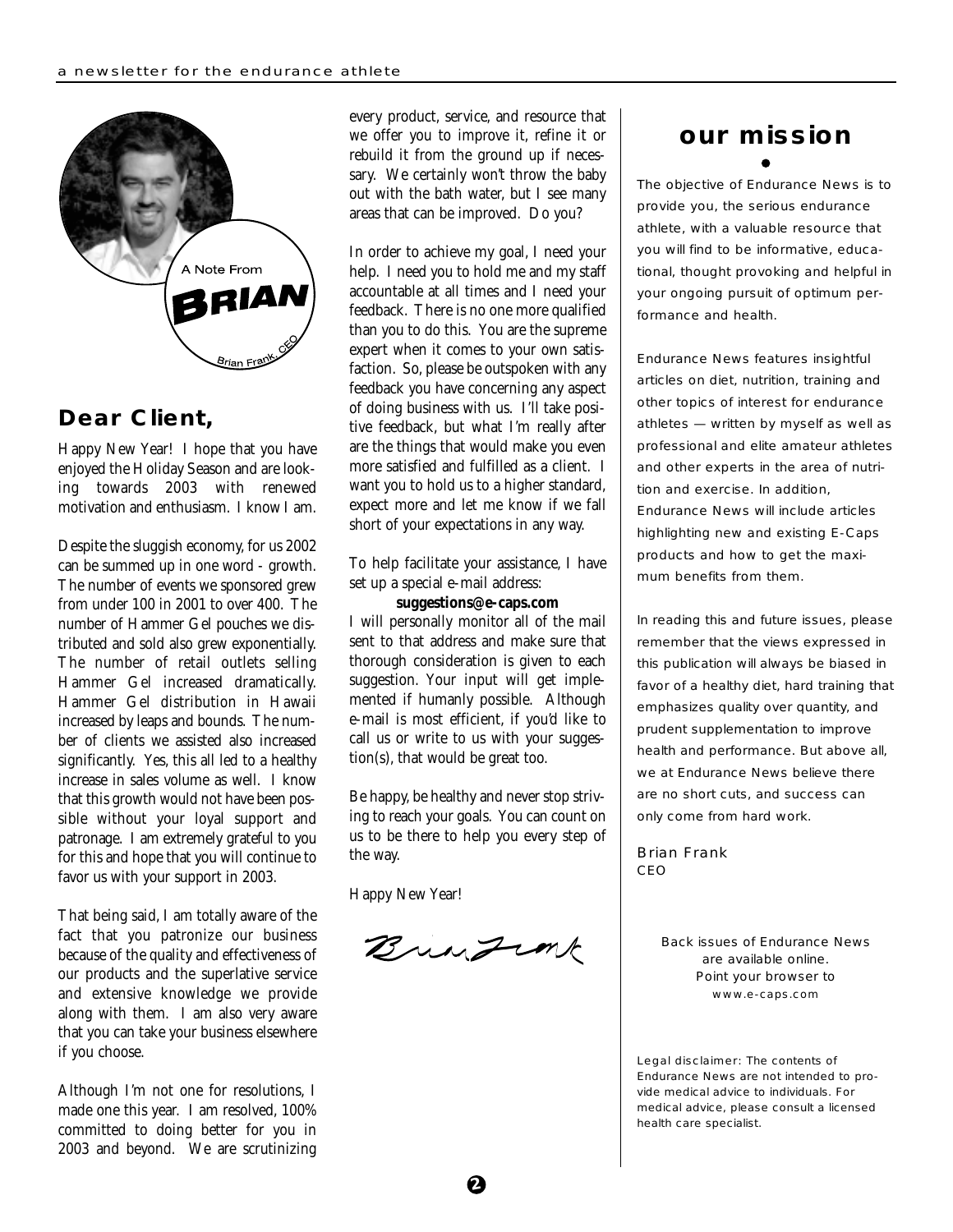A Note From

# BRIAN

Brian Frank, CEO

## Dear Client,

Happy New Year! I hope that you have enjoyed the Holiday Season and are looking towards 2003 with renewed motivation and enthusiasm. I know I am.

Despite the sluggish economy, for us 2002 can be summed up in one word - growth. The number of events we sponsored grew from under 100 in 2001 to over 400. The number of Hammer Gel pouches we distributed and sold also grew exponentially. The number of retail outlets selling Hammer Gel increased dramatically. Hammer Gel distribution in Hawaii increased by leaps and bounds. The number of clients we assisted also increased significantly. Yes, this all led to a healthy increase in sales volume as well. I know that this growth would not have been possible without your loyal support and patronage. I am extremely grateful to you for this and hope that you will continue to favor us with your support in 2003.

That being said, I am totally aware of the fact that you patronize our business because of the quality and effectiveness of our products and the superlative service and extensive knowledge we provide along with them. I am also very aware that you can take your business elsewhere if you choose.

Although I'm not one for resolutions, I made one this year. I am resolved, 100% committed to doing better for you in 2003 and beyond. We are scrutinizing every product, service, and resource that we offer you to improve it, refine it or rebuild it from the ground up if necessary. We certainly won't throw the baby out with the bath water, but I see many areas that can be improved. Do you?

In order to achieve my goal, I need your help. I need you to hold me and my staff accountable at all times and I need your feedback. There is no one more qualified than you to do this. You are the supreme expert when it comes to your own satisfaction. So, please be outspoken with any feedback you have concerning any aspect of doing business with us. I'll take positive feedback, but what I'm really after are the things that would make you even more satisfied and fulfilled as a client. I want you to hold us to a higher standard, expect more and let me know if we fall short of your expectations in any way.

To help facilitate your assistance, I have set up a special e-mail address:

**suggestions@e-caps.com**

I will personally monitor all of the mail sent to that address and make sure that thorough consideration is given to each suggestion. Your input will get implemented if humanly possible. Although e-mail is most efficient, if you'd like to call us or write to us with your suggestion(s), that would be great too.

Be happy, be healthy and never stop striving to reach your goals. You can count on us to be there to help you every step of the way.

Happy New Year!

Brian Frank

## our mission

The objective of Endurance News is to provide you, the serious endurance athlete, with a valuable resource that you will find to be informative, educational, thought provoking and helpful in your ongoing pursuit of optimum performance and health.

Endurance News features insightful articles on diet, nutrition, training and other topics of interest for endurance athletes — written by myself as well as professional and elite amateur athletes and other experts in the area of nutrition and exercise. In addition, Endurance News will include articles highlighting new and existing E-Caps products and how to get the maximum benefits from them.

In reading this and future issues, please remember that the views expressed in this publication will always be biased in favor of a healthy diet, hard training that emphasizes quality over quantity, and prudent supplementation to improve health and performance. But above all, we at Endurance News believe there are no short cuts, and success can only come from hard work.

Brian Frank
CEO

Back issues of Endurance News are available online. Point your browser to www.e-caps.com

Legal disclaimer: The contents of Endurance News are not intended to provide medical advice to individuals. For medical advice, please consult a licensed health care specialist.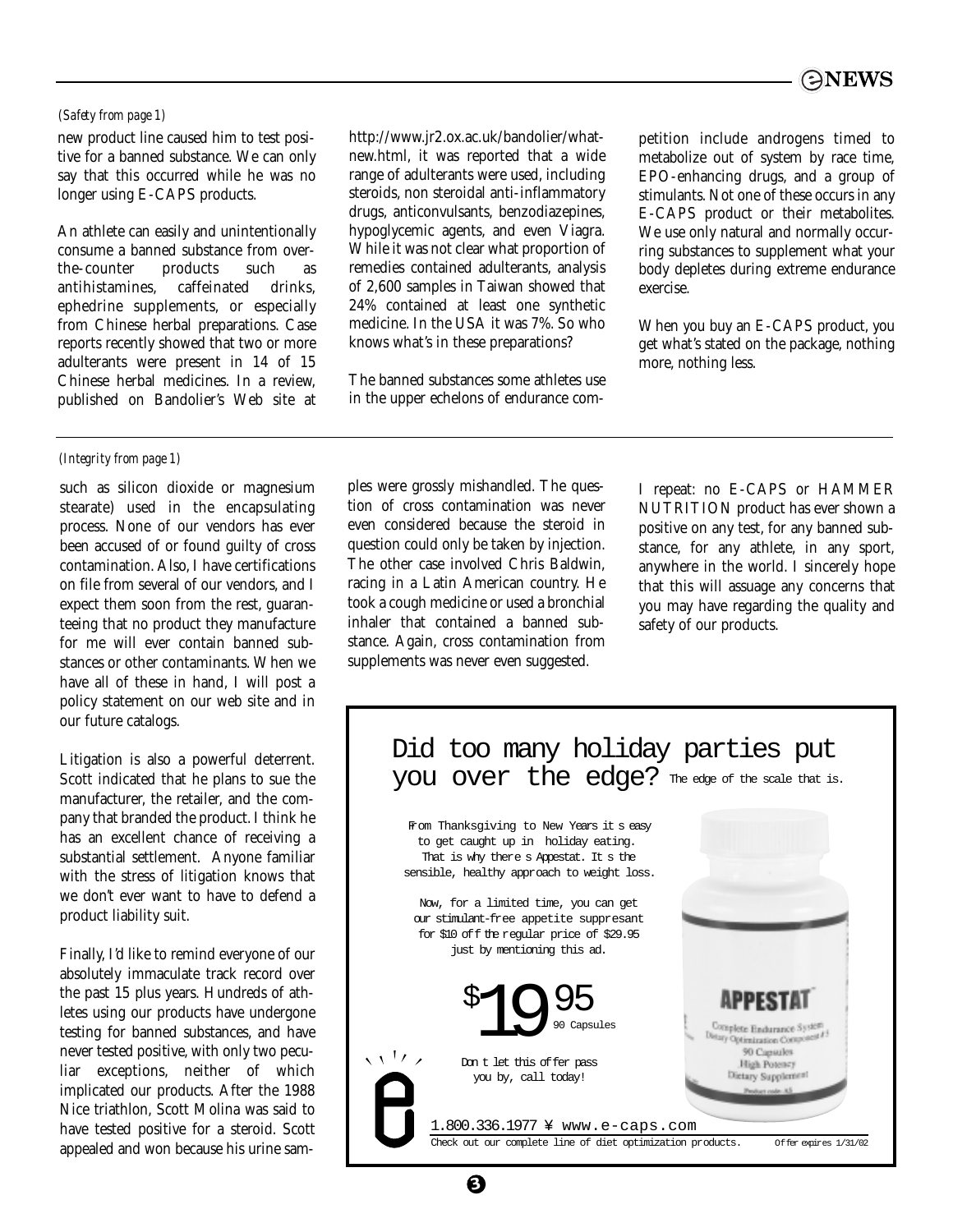*(Safety from page 1)*

new product line caused him to test positive for a banned substance. We can only say that this occurred while he was no longer using E-CAPS products.

An athlete can easily and unintentionally consume a banned substance from over-the-counter products such as antihistamines, caffeinated drinks, ephedrine supplements, or especially from Chinese herbal preparations. Case reports recently showed that two or more adulterants were present in 14 of 15 Chinese herbal medicines. In a review, published on Bandolier's Web site at http://www.jr2.ox.ac.uk/bandolier/whatnew.html, it was reported that a wide range of adulterants were used, including steroids, non steroidal anti-inflammatory drugs, anticonvulsants, benzodiazepines, hypoglycemic agents, and even Viagra. While it was not clear what proportion of remedies contained adulterants, analysis of 2,600 samples in Taiwan showed that 24% contained at least one synthetic medicine. In the USA it was 7%. So who knows what's in these preparations?

The banned substances some athletes use in the upper echelons of endurance competition include androgens timed to metabolize out of system by race time, EPO-enhancing drugs, and a group of stimulants. Not one of these occurs in any E-CAPS product or their metabolites. We use only natural and normally occurring substances to supplement what your body depletes during extreme endurance exercise.

When you buy an E-CAPS product, you get what's stated on the package, nothing more, nothing less.

---

*(Integrity from page 1)*

such as silicon dioxide or magnesium stearate) used in the encapsulating process. None of our vendors has ever been accused of or found guilty of cross contamination. Also, I have certifications on file from several of our vendors, and I expect them soon from the rest, guaranteeing that no product they manufacture for me will ever contain banned substances or other contaminants. When we have all of these in hand, I will post a policy statement on our web site and in our future catalogs.

Litigation is also a powerful deterrent. Scott indicated that he plans to sue the manufacturer, the retailer, and the company that branded the product. I think he has an excellent chance of receiving a substantial settlement. Anyone familiar with the stress of litigation knows that we don't ever want to have to defend a product liability suit.

Finally, I'd like to remind everyone of our absolutely immaculate track record over the past 15 plus years. Hundreds of athletes using our products have undergone testing for banned substances, and have never tested positive, with only two peculiar exceptions, neither of which implicated our products. After the 1988 Nice triathlon, Scott Molina was said to have tested positive for a steroid. Scott appealed and won because his urine samples were grossly mishandled. The question of cross contamination was never even considered because the steroid in question could only be taken by injection. The other case involved Chris Baldwin, racing in a Latin American country. He took a cough medicine or used a bronchial inhaler that contained a banned substance. Again, cross contamination from supplements was never even suggested.

I repeat: no E-CAPS or HAMMER NUTRITION product has ever shown a positive on any test, for any banned substance, for any athlete, in any sport, anywhere in the world. I sincerely hope that this will assuage any concerns that you may have regarding the quality and safety of our products.

---

## Did too many holiday parties put you over the edge? The edge of the scale that is.

From Thanksgiving to New Years it s easy to get caught up in holiday eating. That is why there s Appestat. It s the sensible, healthy approach to weight loss.

Now, for a limited time, you can get our stimulant-free appetite suppresant for $10 off the regular price of $29.95 just by mentioning this ad.

**$19.95** 90 Capsules

Don t let this offer pass you by, call today!

APPESTAT™ Complete Endurance System Dietary Optimization Component # 5 90 Capsules High Potency Dietary Supplement

1.800.336.1977 ¥ www.e-caps.com

Check out our complete line of diet optimization products. Offer expires 1/31/02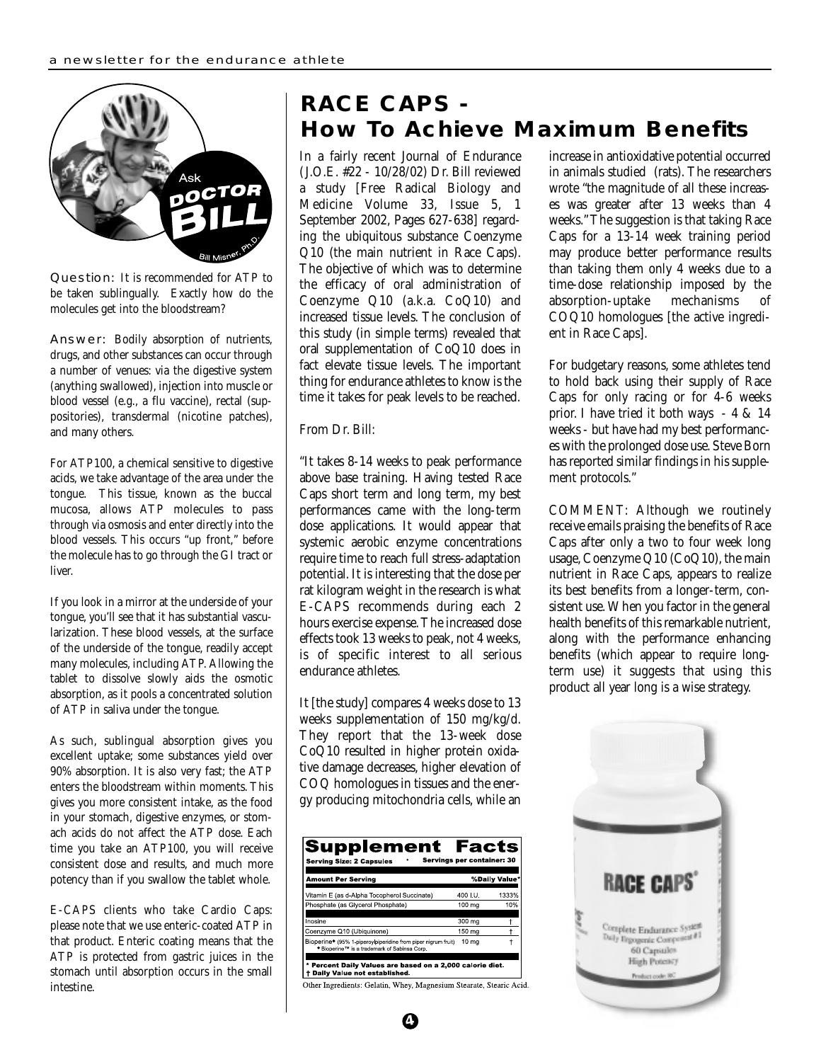## Ask Doctor Bill

Bill Misner, Ph.D.

**Question:** It is recommended for ATP to be taken sublingually. Exactly how do the molecules get into the bloodstream?

**Answer:** Bodily absorption of nutrients, drugs, and other substances can occur through a number of venues: via the digestive system (anything swallowed), injection into muscle or blood vessel (e.g., a flu vaccine), rectal (suppositories), transdermal (nicotine patches), and many others.

For ATP100, a chemical sensitive to digestive acids, we take advantage of the area under the tongue. This tissue, known as the buccal mucosa, allows ATP molecules to pass through via osmosis and enter directly into the blood vessels. This occurs "up front," before the molecule has to go through the GI tract or liver.

If you look in a mirror at the underside of your tongue, you'll see that it has substantial vascularization. These blood vessels, at the surface of the underside of the tongue, readily accept many molecules, including ATP. Allowing the tablet to dissolve slowly aids the osmotic absorption, as it pools a concentrated solution of ATP in saliva under the tongue.

As such, sublingual absorption gives you excellent uptake; some substances yield over 90% absorption. It is also very fast; the ATP enters the bloodstream within moments. This gives you more consistent intake, as the food in your stomach, digestive enzymes, or stomach acids do not affect the ATP dose. Each time you take an ATP100, you will receive consistent dose and results, and much more potency than if you swallow the tablet whole.

E-CAPS clients who take Cardio Caps: please note that we use enteric-coated ATP in that product. Enteric coating means that the ATP is protected from gastric juices in the stomach until absorption occurs in the small intestine.

# RACE CAPS - How To Achieve Maximum Benefits

In a fairly recent Journal of Endurance (J.O.E. #22 - 10/28/02) Dr. Bill reviewed a study [Free Radical Biology and Medicine Volume 33, Issue 5, 1 September 2002, Pages 627-638] regarding the ubiquitous substance Coenzyme Q10 (the main nutrient in Race Caps). The objective of which was to determine the efficacy of oral administration of Coenzyme Q10 (a.k.a. CoQ10) and increased tissue levels. The conclusion of this study (in simple terms) revealed that oral supplementation of CoQ10 does in fact elevate tissue levels. The important thing for endurance athletes to know is the time it takes for peak levels to be reached.

From Dr. Bill:

"It takes 8-14 weeks to peak performance above base training. Having tested Race Caps short term and long term, my best performances came with the long-term dose applications. It would appear that systemic aerobic enzyme concentrations require time to reach full stress-adaptation potential. It is interesting that the dose per rat kilogram weight in the research is what E-CAPS recommends during each 2 hours exercise expense. The increased dose effects took 13 weeks to peak, not 4 weeks, is of specific interest to all serious endurance athletes.

It [the study] compares 4 weeks dose to 13 weeks supplementation of 150 mg/kg/d. They report that the 13-week dose CoQ10 resulted in higher protein oxidative damage decreases, higher elevation of COQ homologues in tissues and the energy producing mitochondria cells, while an increase in antioxidative potential occurred in animals studied (rats). The researchers wrote "the magnitude of all these increases was greater after 13 weeks than 4 weeks." The suggestion is that taking Race Caps for a 13-14 week training period may produce better performance results than taking them only 4 weeks due to a time-dose relationship imposed by the absorption-uptake mechanisms of COQ10 homologues [the active ingredient in Race Caps].

For budgetary reasons, some athletes tend to hold back using their supply of Race Caps for only racing or for 4-6 weeks prior. I have tried it both ways - 4 & 14 weeks - but have had my best performances with the prolonged dose use. Steve Born has reported similar findings in his supplement protocols."

COMMENT: Although we routinely receive emails praising the benefits of Race Caps after only a two to four week long usage, Coenzyme Q10 (CoQ10), the main nutrient in Race Caps, appears to realize its best benefits from a longer-term, consistent use. When you factor in the general health benefits of this remarkable nutrient, along with the performance enhancing benefits (which appear to require long-term use) it suggests that using this product all year long is a wise strategy.

**Supplement Facts**

Serving Size: 2 Capsules • Servings per container: 30

| Amount Per Serving | | %Daily Value* |
|---|---|---|
| Vitamin E (as d-Alpha Tocopherol Succinate) | 400 I.U. | 1333% |
| Phosphate (as Glyceral Phosphate) | 100 mg | 10% |
| Inosine | 300 mg | † |
| Coenzyme Q10 (Ubiquinone) | 150 mg | † |
| Bioperine• (95% 1-piperoylpiperidine from piper nigrum fruit) • Bioperine™ is a trademark of Sabinsa Corp. | 10 mg | † |

\* Percent Daily Values are based on a 2,000 calorie diet.
† Daily Value not established.

Other Ingredients: Gelatin, Whey, Magnesium Stearate, Stearic Acid.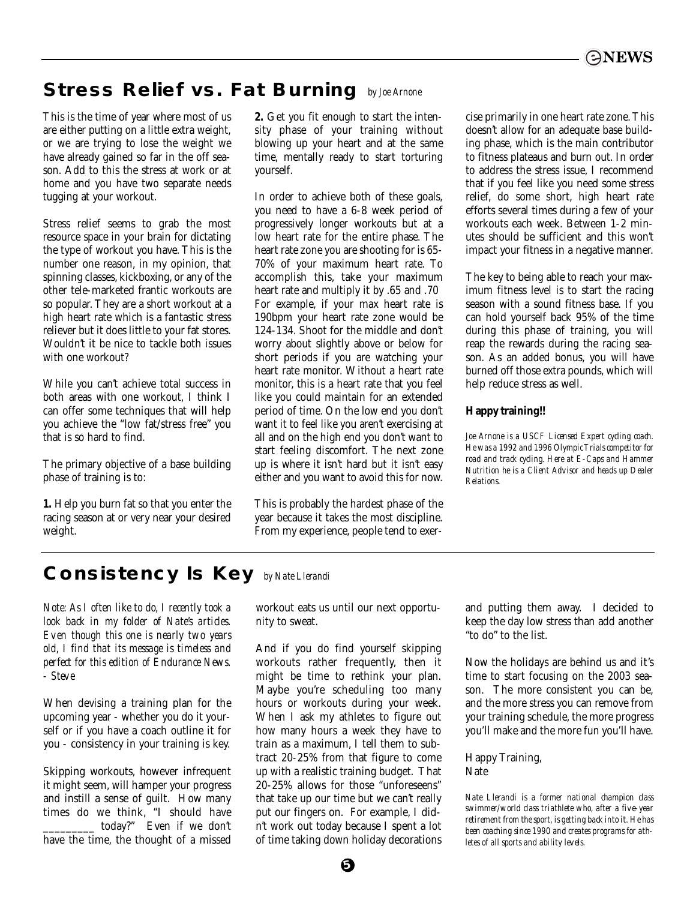## Stress Relief vs. Fat Burning *by Joe Arnone*

This is the time of year where most of us are either putting on a little extra weight, or we are trying to lose the weight we have already gained so far in the off season. Add to this the stress at work or at home and you have two separate needs tugging at your workout.

Stress relief seems to grab the most resource space in your brain for dictating the type of workout you have. This is the number one reason, in my opinion, that spinning classes, kickboxing, or any of the other tele-marketed frantic workouts are so popular. They are a short workout at a high heart rate which is a fantastic stress reliever but it does little to your fat stores. Wouldn't it be nice to tackle both issues with one workout?

While you can't achieve total success in both areas with one workout, I think I can offer some techniques that will help you achieve the "low fat/stress free" you that is so hard to find.

The primary objective of a base building phase of training is to:

**1.** Help you burn fat so that you enter the racing season at or very near your desired weight.

**2.** Get you fit enough to start the intensity phase of your training without blowing up your heart and at the same time, mentally ready to start torturing yourself.

In order to achieve both of these goals, you need to have a 6-8 week period of progressively longer workouts but at a low heart rate for the entire phase. The heart rate zone you are shooting for is 65-70% of your maximum heart rate. To accomplish this, take your maximum heart rate and multiply it by .65 and .70 For example, if your max heart rate is 190bpm your heart rate zone would be 124-134. Shoot for the middle and don't worry about slightly above or below for short periods if you are watching your heart rate monitor. Without a heart rate monitor, this is a heart rate that you feel like you could maintain for an extended period of time. On the low end you don't want it to feel like you aren't exercising at all and on the high end you don't want to start feeling discomfort. The next zone up is where it isn't hard but it isn't easy either and you want to avoid this for now.

This is probably the hardest phase of the year because it takes the most discipline. From my experience, people tend to exercise primarily in one heart rate zone. This doesn't allow for an adequate base building phase, which is the main contributor to fitness plateaus and burn out. In order to address the stress issue, I recommend that if you feel like you need some stress relief, do some short, high heart rate efforts several times during a few of your workouts each week. Between 1-2 minutes should be sufficient and this won't impact your fitness in a negative manner.

The key to being able to reach your maximum fitness level is to start the racing season with a sound fitness base. If you can hold yourself back 95% of the time during this phase of training, you will reap the rewards during the racing season. As an added bonus, you will have burned off those extra pounds, which will help reduce stress as well.

**Happy training!!**

*Joe Arnone is a USCF Licensed Expert cycling coach. He was a 1992 and 1996 Olympic Trials competitor for road and track cycling. Here at E-Caps and Hammer Nutrition he is a Client Advisor and heads up Dealer Relations.*

## Consistency Is Key *by Nate Llerandi*

*Note: As I often like to do, I recently took a look back in my folder of Nate's articles. Even though this one is nearly two years old, I find that its message is timeless and perfect for this edition of Endurance News. - Steve*

When devising a training plan for the upcoming year - whether you do it yourself or if you have a coach outline it for you - consistency in your training is key.

Skipping workouts, however infrequent it might seem, will hamper your progress and instill a sense of guilt. How many times do we think, "I should have ________ today?" Even if we don't have the time, the thought of a missed workout eats us until our next opportunity to sweat.

And if you do find yourself skipping workouts rather frequently, then it might be time to rethink your plan. Maybe you're scheduling too many hours or workouts during your week. When I ask my athletes to figure out how many hours a week they have to train as a maximum, I tell them to subtract 20-25% from that figure to come up with a realistic training budget. That 20-25% allows for those "unforeseens" that take up our time but we can't really put our fingers on. For example, I didn't work out today because I spent a lot of time taking down holiday decorations and putting them away. I decided to keep the day low stress than add another "to do" to the list.

Now the holidays are behind us and it's time to start focusing on the 2003 season. The more consistent you can be, and the more stress you can remove from your training schedule, the more progress you'll make and the more fun you'll have.

Happy Training,
Nate

*Nate Llerandi is a former national champion class swimmer/world class triathlete who, after a five-year retirement from the sport, is getting back into it. He has been coaching since 1990 and creates programs for athletes of all sports and ability levels.*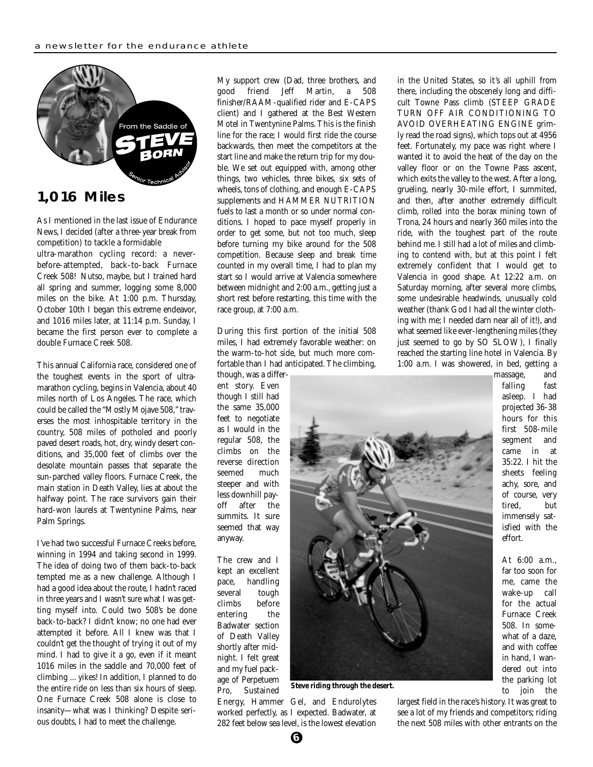From the Saddle of STEVE BORN

Senior Technical Advisor

## 1,016 Miles

As I mentioned in the last issue of Endurance News, I decided (after a three-year break from competition) to tackle a formidable ultra-marathon cycling record: a never-before-attempted, back-to-back Furnace Creek 508! Nutso, maybe, but I trained hard all spring and summer, logging some 8,000 miles on the bike. At 1:00 p.m. Thursday, October 10th I began this extreme endeavor, and 1016 miles later, at 11:14 p.m. Sunday, I became the first person ever to complete a double Furnace Creek 508.

This annual California race, considered one of the toughest events in the sport of ultra-marathon cycling, begins in Valencia, about 40 miles north of Los Angeles. The race, which could be called the "Mostly Mojave 508," traverses the most inhospitable territory in the country, 508 miles of potholed and poorly paved desert roads, hot, dry, windy desert conditions, and 35,000 feet of climbs over the desolate mountain passes that separate the sun-parched valley floors. Furnace Creek, the main station in Death Valley, lies at about the halfway point. The race survivors gain their hard-won laurels at Twentynine Palms, near Palm Springs.

I've had two successful Furnace Creeks before, winning in 1994 and taking second in 1999. The idea of doing two of them back-to-back tempted me as a new challenge. Although I had a good idea about the route, I hadn't raced in three years and I wasn't sure what I was getting myself into. Could two 508's be done back-to-back? I didn't know; no one had ever attempted it before. All I knew was that I couldn't get the thought of trying it out of my mind. I had to give it a go, even if it meant 1016 miles in the saddle and 70,000 feet of climbing ... yikes! In addition, I planned to do the entire ride on less than six hours of sleep. One Furnace Creek 508 alone is close to insanity—what was I thinking? Despite serious doubts, I had to meet the challenge.

My support crew (Dad, three brothers, and good friend Jeff Martin, a 508 finisher/RAAM-qualified rider and E-CAPS client) and I gathered at the Best Western Motel in Twentynine Palms. This is the finish line for the race; I would first ride the course backwards, then meet the competitors at the start line and make the return trip for my double. We set out equipped with, among other things, two vehicles, three bikes, six sets of wheels, tons of clothing, and enough E-CAPS supplements and HAMMER NUTRITION fuels to last a month or so under normal conditions. I hoped to pace myself properly in order to get some, but not too much, sleep before turning my bike around for the 508 competition. Because sleep and break time counted in my overall time, I had to plan my start so I would arrive at Valencia somewhere between midnight and 2:00 a.m., getting just a short rest before restarting, this time with the race group, at 7:00 a.m.

During this first portion of the initial 508 miles, I had extremely favorable weather: on the warm-to-hot side, but much more comfortable than I had anticipated. The climbing, though, was a different story. Even though I still had the same 35,000 feet to negotiate as I would in the regular 508, the climbs on the reverse direction seemed much steeper and with less downhill payoff after the summits. It sure seemed that way anyway.

The crew and I kept an excellent pace, handling several tough climbs before entering the Badwater section of Death Valley shortly after midnight. I felt great and my fuel package of Perpetuem Pro, Sustained Energy, Hammer Gel, and Endurolytes worked perfectly, as I expected. Badwater, at 282 feet below sea level, is the lowest elevation in the United States, so it's all uphill from there, including the obscenely long and difficult Towne Pass climb (STEEP GRADE TURN OFF AIR CONDITIONING TO AVOID OVERHEATING ENGINE grimly read the road signs), which tops out at 4956 feet. Fortunately, my pace was right where I wanted it to avoid the heat of the day on the valley floor or on the Towne Pass ascent, which exits the valley to the west. After a long, grueling, nearly 30-mile effort, I summited, and then, after another extremely difficult climb, rolled into the borax mining town of Trona, 24 hours and nearly 360 miles into the ride, with the toughest part of the route behind me. I still had a lot of miles and climbing to contend with, but at this point I felt extremely confident that I would get to Valencia in good shape. At 12:22 a.m. on Saturday morning, after several more climbs, some undesirable headwinds, unusually cold weather (thank God I had all the winter clothing with me; I needed darn near all of it!), and what seemed like ever-lengthening miles (they just seemed to go by SO SLOW), I finally reached the starting line hotel in Valencia. By 1:00 a.m. I was showered, in bed, getting a massage, and falling fast asleep. I had projected 36-38 hours for this first 508-mile segment and came in at 35:22. I hit the sheets feeling achy, sore, and of course, very tired, but immensely satisfied with the effort.

**Steve riding through the desert.**

At 6:00 a.m., far too soon for me, came the wake-up call for the actual Furnace Creek 508. In somewhat of a daze, and with coffee in hand, I wandered out into the parking lot to join the largest field in the race's history. It was great to see a lot of my friends and competitors; riding the next 508 miles with other entrants on the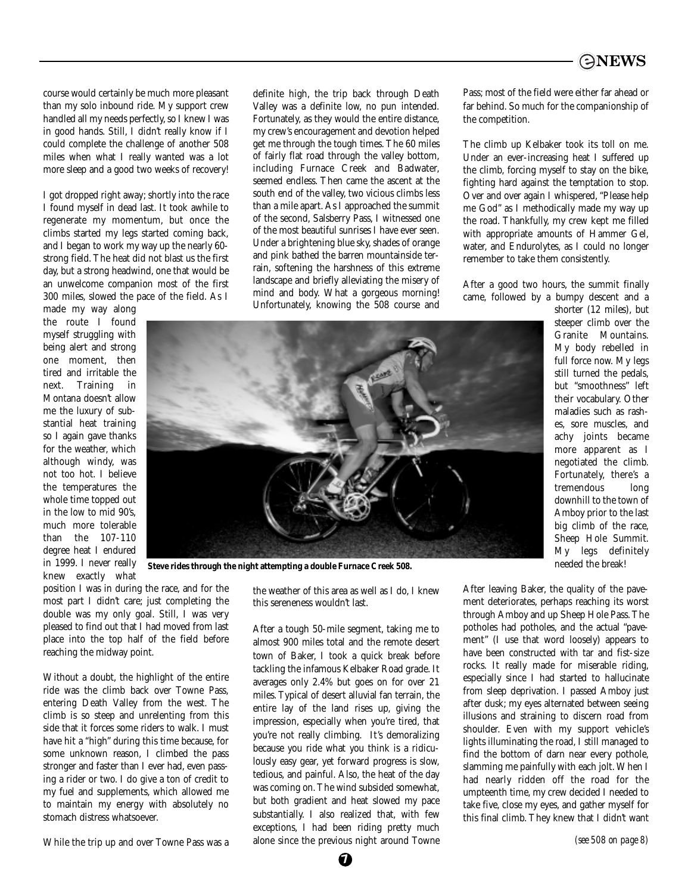course would certainly be much more pleasant than my solo inbound ride. My support crew handled all my needs perfectly, so I knew I was in good hands. Still, I didn't really know if I could complete the challenge of another 508 miles when what I really wanted was a lot more sleep and a good two weeks of recovery!

I got dropped right away; shortly into the race I found myself in dead last. It took awhile to regenerate my momentum, but once the climbs started my legs started coming back, and I began to work my way up the nearly 60-strong field. The heat did not blast us the first day, but a strong headwind, one that would be an unwelcome companion most of the first 300 miles, slowed the pace of the field. As I made my way along the route I found myself struggling with being alert and strong one moment, then tired and irritable the next. Training in Montana doesn't allow me the luxury of substantial heat training so I again gave thanks for the weather, which although windy, was not too hot. I believe the temperatures the whole time topped out in the low to mid 90's, much more tolerable than the 107-110 degree heat I endured in 1999. I never really knew exactly what position I was in during the race, and for the most part I didn't care; just completing the double was my only goal. Still, I was very pleased to find out that I had moved from last place into the top half of the field before reaching the midway point.

Without a doubt, the highlight of the entire ride was the climb back over Towne Pass, entering Death Valley from the west. The climb is so steep and unrelenting from this side that it forces some riders to walk. I must have hit a "high" during this time because, for some unknown reason, I climbed the pass stronger and faster than I ever had, even passing a rider or two. I do give a ton of credit to my fuel and supplements, which allowed me to maintain my energy with absolutely no stomach distress whatsoever.

While the trip up and over Towne Pass was a definite high, the trip back through Death Valley was a definite low, no pun intended. Fortunately, as they would the entire distance, my crew's encouragement and devotion helped get me through the tough times. The 60 miles of fairly flat road through the valley bottom, including Furnace Creek and Badwater, seemed endless. Then came the ascent at the south end of the valley, two vicious climbs less than a mile apart. As I approached the summit of the second, Salsberry Pass, I witnessed one of the most beautiful sunrises I have ever seen. Under a brightening blue sky, shades of orange and pink bathed the barren mountainside terrain, softening the harshness of this extreme landscape and briefly alleviating the misery of mind and body. What a gorgeous morning! Unfortunately, knowing the 508 course and the weather of this area as well as I do, I knew this sereneness wouldn't last.

After a tough 50-mile segment, taking me to almost 900 miles total and the remote desert town of Baker, I took a quick break before tackling the infamous Kelbaker Road grade. It averages only 2.4% but goes on for over 21 miles. Typical of desert alluvial fan terrain, the entire lay of the land rises up, giving the impression, especially when you're tired, that you're not really climbing. It's demoralizing because you ride what you think is a ridiculously easy gear, yet forward progress is slow, tedious, and painful. Also, the heat of the day was coming on. The wind subsided somewhat, but both gradient and heat slowed my pace substantially. I also realized that, with few exceptions, I had been riding pretty much alone since the previous night around Towne Pass; most of the field were either far ahead or far behind. So much for the companionship of the competition.

The climb up Kelbaker took its toll on me. Under an ever-increasing heat I suffered up the climb, forcing myself to stay on the bike, fighting hard against the temptation to stop. Over and over again I whispered, "Please help me God" as I methodically made my way up the road. Thankfully, my crew kept me filled with appropriate amounts of Hammer Gel, water, and Endurolytes, as I could no longer remember to take them consistently.

After a good two hours, the summit finally came, followed by a bumpy descent and a shorter (12 miles), but steeper climb over the Granite Mountains. My body rebelled in full force now. My legs still turned the pedals, but "smoothness" left their vocabulary. Other maladies such as rashes, sore muscles, and achy joints became more apparent as I negotiated the climb. Fortunately, there's a tremendous long downhill to the town of Amboy prior to the last big climb of the race, Sheep Hole Summit. My legs definitely needed the break!

**Steve rides through the night attempting a double Furnace Creek 508.**

After leaving Baker, the quality of the pavement deteriorates, perhaps reaching its worst through Amboy and up Sheep Hole Pass. The potholes had potholes, and the actual "pavement" (I use that word loosely) appears to have been constructed with tar and fist-size rocks. It really made for miserable riding, especially since I had started to hallucinate from sleep deprivation. I passed Amboy just after dusk; my eyes alternated between seeing illusions and straining to discern road from shoulder. Even with my support vehicle's lights illuminating the road, I still managed to find the bottom of darn near every pothole, slamming me painfully with each jolt. When I had nearly ridden off the road for the umpteenth time, my crew decided I needed to take five, close my eyes, and gather myself for this final climb. They knew that I didn't want

*(see 508 on page 8)*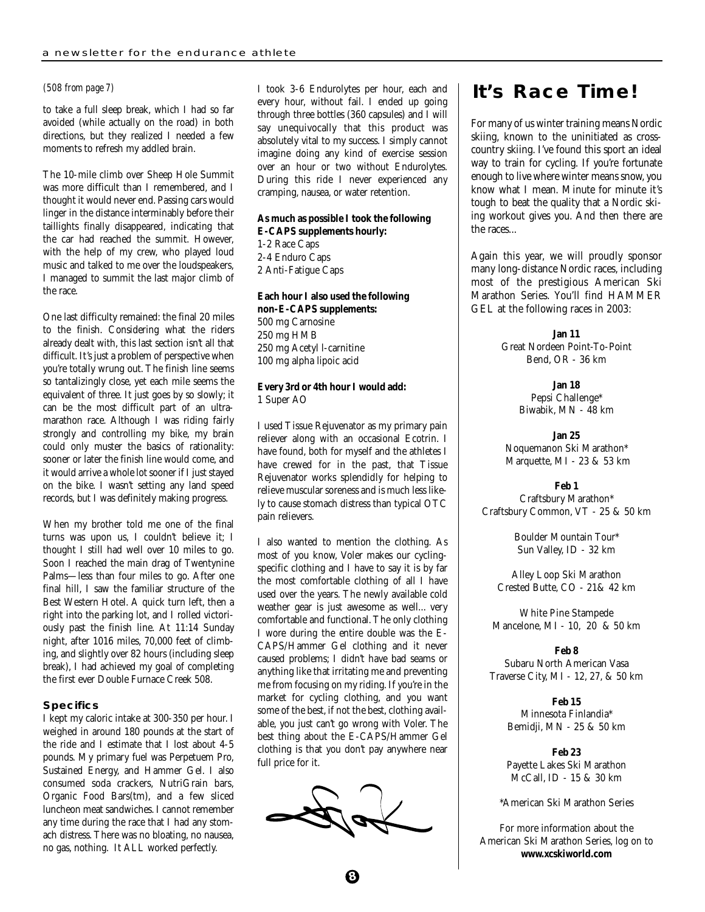*(508 from page 7)*

to take a full sleep break, which I had so far avoided (while actually on the road) in both directions, but they realized I needed a few moments to refresh my addled brain.

The 10-mile climb over Sheep Hole Summit was more difficult than I remembered, and I thought it would never end. Passing cars would linger in the distance interminably before their taillights finally disappeared, indicating that the car had reached the summit. However, with the help of my crew, who played loud music and talked to me over the loudspeakers, I managed to summit the last major climb of the race.

One last difficulty remained: the final 20 miles to the finish. Considering what the riders already dealt with, this last section isn't all that difficult. It's just a problem of perspective when you're totally wrung out. The finish line seems so tantalizingly close, yet each mile seems the equivalent of three. It just goes by so slowly; it can be the most difficult part of an ultra-marathon race. Although I was riding fairly strongly and controlling my bike, my brain could only muster the basics of rationality: sooner or later the finish line would come, and it would arrive a whole lot sooner if I just stayed on the bike. I wasn't setting any land speed records, but I was definitely making progress.

When my brother told me one of the final turns was upon us, I couldn't believe it; I thought I still had well over 10 miles to go. Soon I reached the main drag of Twentynine Palms—less than four miles to go. After one final hill, I saw the familiar structure of the Best Western Hotel. A quick turn left, then a right into the parking lot, and I rolled victoriously past the finish line. At 11:14 Sunday night, after 1016 miles, 70,000 feet of climbing, and slightly over 82 hours (including sleep break), I had achieved my goal of completing the first ever Double Furnace Creek 508.

### Specifics

I kept my caloric intake at 300-350 per hour. I weighed in around 180 pounds at the start of the ride and I estimate that I lost about 4-5 pounds. My primary fuel was Perpetuem Pro, Sustained Energy, and Hammer Gel. I also consumed soda crackers, NutriGrain bars, Organic Food Bars(tm), and a few sliced luncheon meat sandwiches. I cannot remember any time during the race that I had any stomach distress. There was no bloating, no nausea, no gas, nothing. It ALL worked perfectly.

I took 3-6 Endurolytes per hour, each and every hour, without fail. I ended up going through three bottles (360 capsules) and I will say unequivocally that this product was absolutely vital to my success. I simply cannot imagine doing any kind of exercise session over an hour or two without Endurolytes. During this ride I never experienced any cramping, nausea, or water retention.

**As much as possible I took the following E-CAPS supplements hourly:**

1-2 Race Caps
2-4 Enduro Caps
2 Anti-Fatigue Caps

**Each hour I also used the following non-E-CAPS supplements:**

500 mg Carnosine
250 mg HMB
250 mg Acetyl l-carnitine
100 mg alpha lipoic acid

**Every 3rd or 4th hour I would add:**

1 Super AO

I used Tissue Rejuvenator as my primary pain reliever along with an occasional Ecotrin. I have found, both for myself and the athletes I have crewed for in the past, that Tissue Rejuvenator works splendidly for helping to relieve muscular soreness and is much less likely to cause stomach distress than typical OTC pain relievers.

I also wanted to mention the clothing. As most of you know, Voler makes our cycling-specific clothing and I have to say it is by far the most comfortable clothing of all I have used over the years. The newly available cold weather gear is just awesome as well... very comfortable and functional. The only clothing I wore during the entire double was the E-CAPS/Hammer Gel clothing and it never caused problems; I didn't have bad seams or anything like that irritating me and preventing me from focusing on my riding. If you're in the market for cycling clothing, and you want some of the best, if not the best, clothing available, you just can't go wrong with Voler. The best thing about the E-CAPS/Hammer Gel clothing is that you don't pay anywhere near full price for it.

## It's Race Time!

For many of us winter training means Nordic skiing, known to the uninitiated as cross-country skiing. I've found this sport an ideal way to train for cycling. If you're fortunate enough to live where winter means snow, you know what I mean. Minute for minute it's tough to beat the quality that a Nordic skiing workout gives you. And then there are the races...

Again this year, we will proudly sponsor many long-distance Nordic races, including most of the prestigious American Ski Marathon Series. You'll find HAMMER GEL at the following races in 2003:

**Jan 11**
Great Nordeen Point-To-Point
Bend, OR - 36 km

**Jan 18**
Pepsi Challenge*
Biwabik, MN - 48 km

**Jan 25**
Noquemanon Ski Marathon*
Marquette, MI - 23 & 53 km

**Feb 1**
Craftsbury Marathon*
Craftsbury Common, VT - 25 & 50 km

Boulder Mountain Tour*
Sun Valley, ID - 32 km

Alley Loop Ski Marathon
Crested Butte, CO - 21& 42 km

White Pine Stampede
Mancelone, MI - 10, 20 & 50 km

**Feb 8**
Subaru North American Vasa
Traverse City, MI - 12, 27, & 50 km

**Feb 15**
Minnesota Finlandia*
Bemidji, MN - 25 & 50 km

**Feb 23**
Payette Lakes Ski Marathon
McCall, ID - 15 & 30 km

*American Ski Marathon Series

For more information about the American Ski Marathon Series, log on to **www.xcskiworld.com**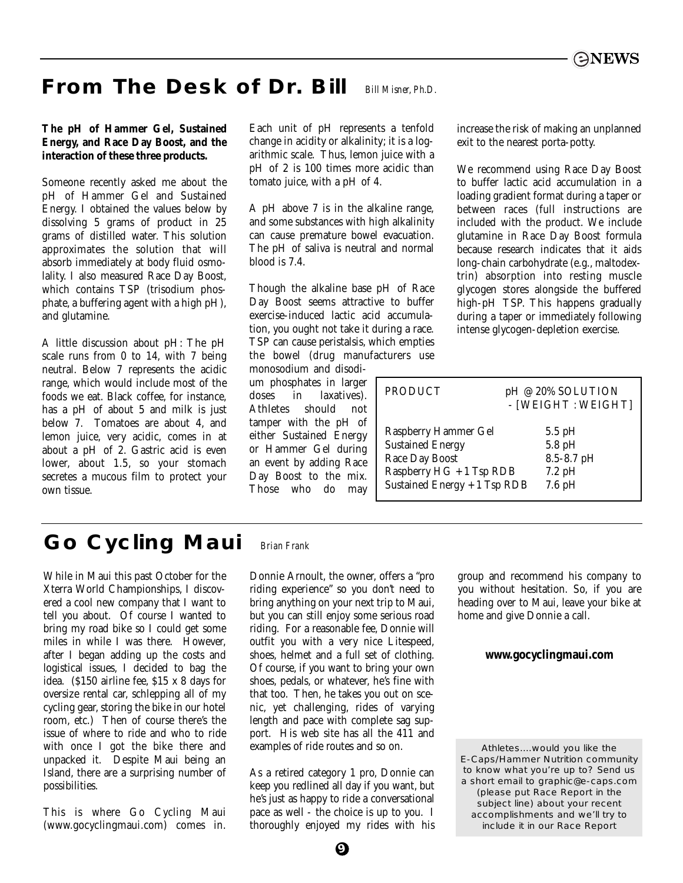## From The Desk of Dr. Bill

*Bill Misner, Ph.D.*

**The pH of Hammer Gel, Sustained Energy, and Race Day Boost, and the interaction of these three products.**

Someone recently asked me about the pH of Hammer Gel and Sustained Energy. I obtained the values below by dissolving 5 grams of product in 25 grams of distilled water. This solution approximates the solution that will absorb immediately at body fluid osmolality. I also measured Race Day Boost, which contains TSP (trisodium phosphate, a buffering agent with a high pH), and glutamine.

A little discussion about pH: The pH scale runs from 0 to 14, with 7 being neutral. Below 7 represents the acidic range, which would include most of the foods we eat. Black coffee, for instance, has a pH of about 5 and milk is just below 7. Tomatoes are about 4, and lemon juice, very acidic, comes in at about a pH of 2. Gastric acid is even lower, about 1.5, so your stomach secretes a mucous film to protect your own tissue.

Each unit of pH represents a tenfold change in acidity or alkalinity; it is a logarithmic scale. Thus, lemon juice with a pH of 2 is 100 times more acidic than tomato juice, with a pH of 4.

A pH above 7 is in the alkaline range, and some substances with high alkalinity can cause premature bowel evacuation. The pH of saliva is neutral and normal blood is 7.4.

Though the alkaline base pH of Race Day Boost seems attractive to buffer exercise-induced lactic acid accumulation, you ought not take it during a race. TSP can cause peristalsis, which empties the bowel (drug manufacturers use monosodium and disodium phosphates in larger doses in laxatives). Athletes should not tamper with the pH of either Sustained Energy or Hammer Gel during an event by adding Race Day Boost to the mix. Those who do may increase the risk of making an unplanned exit to the nearest porta-potty.

We recommend using Race Day Boost to buffer lactic acid accumulation in a loading gradient format during a taper or between races (full instructions are included with the product. We include glutamine in Race Day Boost formula because research indicates that it aids long-chain carbohydrate (e.g., maltodextrin) absorption into resting muscle glycogen stores alongside the buffered high-pH TSP. This happens gradually during a taper or immediately following intense glycogen-depletion exercise.

| PRODUCT | pH @ 20% SOLUTION - [WEIGHT : WEIGHT] |
|---|---|
| Raspberry Hammer Gel | 5.5 pH |
| Sustained Energy | 5.8 pH |
| Race Day Boost | 8.5-8.7 pH |
| Raspberry HG + 1 Tsp RDB | 7.2 pH |
| Sustained Energy + 1 Tsp RDB | 7.6 pH |

## Go Cycling Maui

*Brian Frank*

While in Maui this past October for the Xterra World Championships, I discovered a cool new company that I want to tell you about. Of course I wanted to bring my road bike so I could get some miles in while I was there. However, after I began adding up the costs and logistical issues, I decided to bag the idea. ($150 airline fee, $15 x 8 days for oversize rental car, schlepping all of my cycling gear, storing the bike in our hotel room, etc.) Then of course there's the issue of where to ride and who to ride with once I got the bike there and unpacked it. Despite Maui being an Island, there are a surprising number of possibilities.

This is where Go Cycling Maui (www.gocyclingmaui.com) comes in. Donnie Arnoult, the owner, offers a "pro riding experience" so you don't need to bring anything on your next trip to Maui, but you can still enjoy some serious road riding. For a reasonable fee, Donnie will outfit you with a very nice Litespeed, shoes, helmet and a full set of clothing. Of course, if you want to bring your own shoes, pedals, or whatever, he's fine with that too. Then, he takes you out on scenic, yet challenging, rides of varying length and pace with complete sag support. His web site has all the 411 and examples of ride routes and so on.

As a retired category 1 pro, Donnie can keep you redlined all day if you want, but he's just as happy to ride a conversational pace as well - the choice is up to you. I thoroughly enjoyed my rides with his group and recommend his company to you without hesitation. So, if you are heading over to Maui, leave your bike at home and give Donnie a call.

**www.gocyclingmaui.com**

Athletes....would you like the E-Caps/Hammer Nutrition community to know what you're up to? Send us a short email to graphic@e-caps.com (please put Race Report in the subject line) about your recent accomplishments and we'll try to include it in our Race Report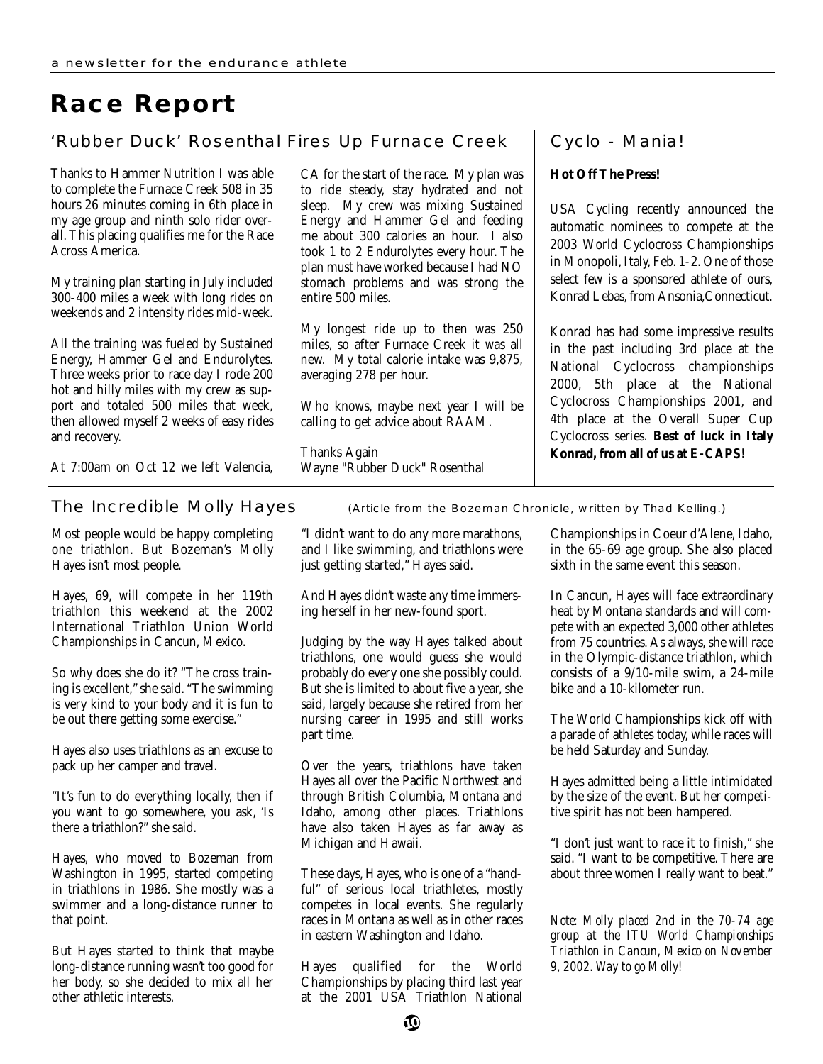# Race Report

## 'Rubber Duck' Rosenthal Fires Up Furnace Creek

Thanks to Hammer Nutrition I was able to complete the Furnace Creek 508 in 35 hours 26 minutes coming in 6th place in my age group and ninth solo rider overall. This placing qualifies me for the Race Across America.

My training plan starting in July included 300-400 miles a week with long rides on weekends and 2 intensity rides mid-week.

All the training was fueled by Sustained Energy, Hammer Gel and Endurolytes. Three weeks prior to race day I rode 200 hot and hilly miles with my crew as support and totaled 500 miles that week, then allowed myself 2 weeks of easy rides and recovery.

At 7:00am on Oct 12 we left Valencia, CA for the start of the race. My plan was to ride steady, stay hydrated and not sleep. My crew was mixing Sustained Energy and Hammer Gel and feeding me about 300 calories an hour. I also took 1 to 2 Endurolytes every hour. The plan must have worked because I had NO stomach problems and was strong the entire 500 miles.

My longest ride up to then was 250 miles, so after Furnace Creek it was all new. My total calorie intake was 9,875, averaging 278 per hour.

Who knows, maybe next year I will be calling to get advice about RAAM.

Thanks Again
Wayne "Rubber Duck" Rosenthal

## Cyclo - Mania!

**Hot Off The Press!**

USA Cycling recently announced the automatic nominees to compete at the 2003 World Cyclocross Championships in Monopoli, Italy, Feb. 1-2. One of those select few is a sponsored athlete of ours, Konrad Lebas, from Ansonia,Connecticut.

Konrad has had some impressive results in the past including 3rd place at the National Cyclocross championships 2000, 5th place at the National Cyclocross Championships 2001, and 4th place at the Overall Super Cup Cyclocross series. **Best of luck in Italy Konrad, from all of us at E-CAPS!**

## The Incredible Molly Hayes

(Article from the Bozeman Chronicle, written by Thad Kelling.)

Most people would be happy completing one triathlon. But Bozeman's Molly Hayes isn't most people.

Hayes, 69, will compete in her 119th triathlon this weekend at the 2002 International Triathlon Union World Championships in Cancun, Mexico.

So why does she do it? "The cross training is excellent," she said. "The swimming is very kind to your body and it is fun to be out there getting some exercise."

Hayes also uses triathlons as an excuse to pack up her camper and travel.

"It's fun to do everything locally, then if you want to go somewhere, you ask, 'Is there a triathlon?" she said.

Hayes, who moved to Bozeman from Washington in 1995, started competing in triathlons in 1986. She mostly was a swimmer and a long-distance runner to that point.

But Hayes started to think that maybe long-distance running wasn't too good for her body, so she decided to mix all her other athletic interests.

"I didn't want to do any more marathons, and I like swimming, and triathlons were just getting started," Hayes said.

And Hayes didn't waste any time immersing herself in her new-found sport.

Judging by the way Hayes talked about triathlons, one would guess she would probably do every one she possibly could. But she is limited to about five a year, she said, largely because she retired from her nursing career in 1995 and still works part time.

Over the years, triathlons have taken Hayes all over the Pacific Northwest and through British Columbia, Montana and Idaho, among other places. Triathlons have also taken Hayes as far away as Michigan and Hawaii.

These days, Hayes, who is one of a "handful" of serious local triathletes, mostly competes in local events. She regularly races in Montana as well as in other races in eastern Washington and Idaho.

Hayes qualified for the World Championships by placing third last year at the 2001 USA Triathlon National Championships in Coeur d'Alene, Idaho, in the 65-69 age group. She also placed sixth in the same event this season.

In Cancun, Hayes will face extraordinary heat by Montana standards and will compete with an expected 3,000 other athletes from 75 countries. As always, she will race in the Olympic-distance triathlon, which consists of a 9/10-mile swim, a 24-mile bike and a 10-kilometer run.

The World Championships kick off with a parade of athletes today, while races will be held Saturday and Sunday.

Hayes admitted being a little intimidated by the size of the event. But her competitive spirit has not been hampered.

"I don't just want to race it to finish," she said. "I want to be competitive. There are about three women I really want to beat."

*Note: Molly placed 2nd in the 70-74 age group at the ITU World Championships Triathlon in Cancun, Mexico on November 9, 2002. Way to go Molly!*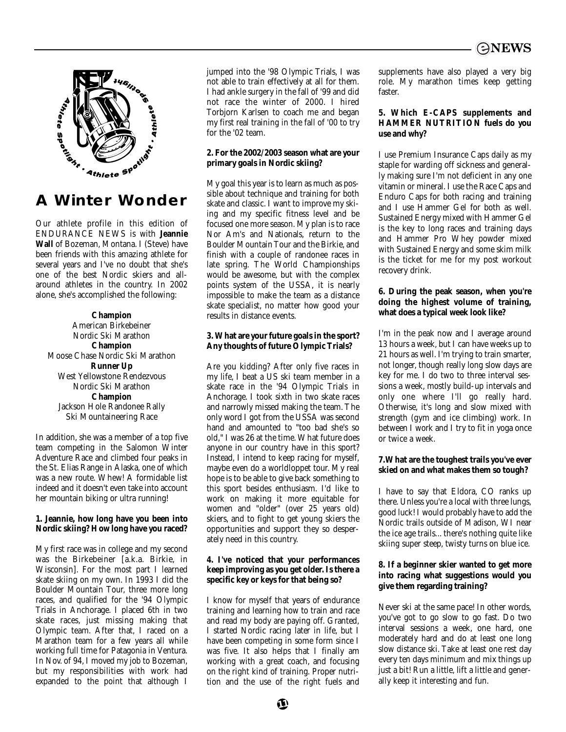# A Winter Wonder

Our athlete profile in this edition of ENDURANCE NEWS is with **Jeannie Wall** of Bozeman, Montana. I (Steve) have been friends with this amazing athlete for several years and I've no doubt that she's one of the best Nordic skiers and all-around athletes in the country. In 2002 alone, she's accomplished the following:

**Champion**
American Birkebeiner
Nordic Ski Marathon
**Champion**
Moose Chase Nordic Ski Marathon
**Runner Up**
West Yellowstone Rendezvous
Nordic Ski Marathon
**Champion**
Jackson Hole Randonee Rally
Ski Mountaineering Race

In addition, she was a member of a top five team competing in the Salomon Winter Adventure Race and climbed four peaks in the St. Elias Range in Alaska, one of which was a new route. Whew! A formidable list indeed and it doesn't even take into account her mountain biking or ultra running!

**1. Jeannie, how long have you been into Nordic skiing? How long have you raced?**

My first race was in college and my second was the Birkebeiner [a.k.a. Birkie, in Wisconsin]. For the most part I learned skate skiing on my own. In 1993 I did the Boulder Mountain Tour, three more long races, and qualified for the '94 Olympic Trials in Anchorage. I placed 6th in two skate races, just missing making that Olympic team. After that, I raced on a Marathon team for a few years all while working full time for Patagonia in Ventura. In Nov. of 94, I moved my job to Bozeman, but my responsibilities with work had expanded to the point that although I jumped into the '98 Olympic Trials, I was not able to train effectively at all for them. I had ankle surgery in the fall of '99 and did not race the winter of 2000. I hired Torbjorn Karlsen to coach me and began my first real training in the fall of '00 to try for the '02 team.

**2. For the 2002/2003 season what are your primary goals in Nordic skiing?**

My goal this year is to learn as much as possible about technique and training for both skate and classic. I want to improve my skiing and my specific fitness level and be focused one more season. My plan is to race Nor Am's and Nationals, return to the Boulder Mountain Tour and the Birkie, and finish with a couple of randonee races in late spring. The World Championships would be awesome, but with the complex points system of the USSA, it is nearly impossible to make the team as a distance skate specialist, no matter how good your results in distance events.

**3. What are your future goals in the sport? Any thoughts of future Olympic Trials?**

Are you kidding? After only five races in my life, I beat a US ski team member in a skate race in the '94 Olympic Trials in Anchorage. I took sixth in two skate races and narrowly missed making the team. The only word I got from the USSA was second hand and amounted to "too bad she's so old," I was 26 at the time. What future does anyone in our country have in this sport? Instead, I intend to keep racing for myself, maybe even do a worldloppet tour. My real hope is to be able to give back something to this sport besides enthusiasm. I'd like to work on making it more equitable for women and "older" (over 25 years old) skiers, and to fight to get young skiers the opportunities and support they so desperately need in this country.

**4. I've noticed that your performances keep improving as you get older. Is there a specific key or keys for that being so?**

I know for myself that years of endurance training and learning how to train and race and read my body are paying off. Granted, I started Nordic racing later in life, but I have been competing in some form since I was five. It also helps that I finally am working with a great coach, and focusing on the right kind of training. Proper nutrition and the use of the right fuels and supplements have also played a very big role. My marathon times keep getting faster.

**5. Which E-CAPS supplements and HAMMER NUTRITION fuels do you use and why?**

I use Premium Insurance Caps daily as my staple for warding off sickness and generally making sure I'm not deficient in any one vitamin or mineral. I use the Race Caps and Enduro Caps for both racing and training and I use Hammer Gel for both as well. Sustained Energy mixed with Hammer Gel is the key to long races and training days and Hammer Pro Whey powder mixed with Sustained Energy and some skim milk is the ticket for me for my post workout recovery drink.

**6. During the peak season, when you're doing the highest volume of training, what does a typical week look like?**

I'm in the peak now and I average around 13 hours a week, but I can have weeks up to 21 hours as well. I'm trying to train smarter, not longer, though really long slow days are key for me. I do two to three interval sessions a week, mostly build-up intervals and only one where I'll go really hard. Otherwise, it's long and slow mixed with strength (gym and ice climbing) work. In between I work and I try to fit in yoga once or twice a week.

**7. What are the toughest trails you've ever skied on and what makes them so tough?**

I have to say that Eldora, CO ranks up there. Unless you're a local with three lungs, good luck! I would probably have to add the Nordic trails outside of Madison, WI near the ice age trails... there's nothing quite like skiing super steep, twisty turns on blue ice.

**8. If a beginner skier wanted to get more into racing what suggestions would you give them regarding training?**

Never ski at the same pace! In other words, you've got to go slow to go fast. Do two interval sessions a week, one hard, one moderately hard and do at least one long slow distance ski. Take at least one rest day every ten days minimum and mix things up just a bit! Run a little, lift a little and generally keep it interesting and fun.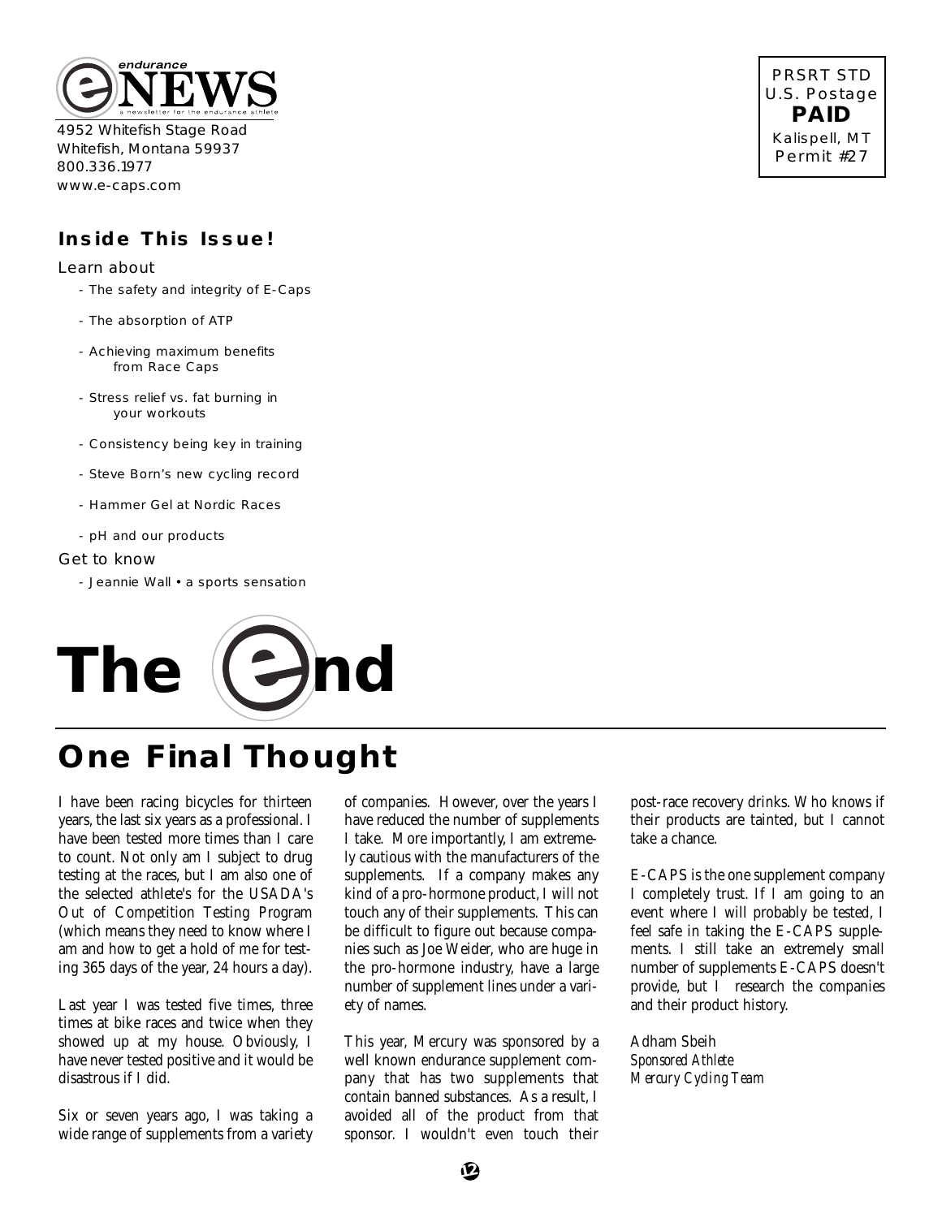endurance NEWS

a newsletter for the endurance athlete

4952 Whitefish Stage Road
Whitefish, Montana 59937
800.336.1977
www.e-caps.com

PRSRT STD
U.S. Postage
**PAID**
Kalispell, MT
Permit #27

### Inside This Issue!

Learn about

- The safety and integrity of E-Caps
- The absorption of ATP
- Achieving maximum benefits from Race Caps
- Stress relief vs. fat burning in your workouts
- Consistency being key in training
- Steve Born's new cycling record
- Hammer Gel at Nordic Races
- pH and our products

Get to know

- Jeannie Wall • a sports sensation

# The End

## One Final Thought

I have been racing bicycles for thirteen years, the last six years as a professional. I have been tested more times than I care to count. Not only am I subject to drug testing at the races, but I am also one of the selected athlete's for the USADA's Out of Competition Testing Program (which means they need to know where I am and how to get a hold of me for testing 365 days of the year, 24 hours a day).

Last year I was tested five times, three times at bike races and twice when they showed up at my house. Obviously, I have never tested positive and it would be disastrous if I did.

Six or seven years ago, I was taking a wide range of supplements from a variety of companies. However, over the years I have reduced the number of supplements I take. More importantly, I am extremely cautious with the manufacturers of the supplements. If a company makes any kind of a pro-hormone product, I will not touch any of their supplements. This can be difficult to figure out because companies such as Joe Weider, who are huge in the pro-hormone industry, have a large number of supplement lines under a variety of names.

This year, Mercury was sponsored by a well known endurance supplement company that has two supplements that contain banned substances. As a result, I avoided all of the product from that sponsor. I wouldn't even touch their post-race recovery drinks. Who knows if their products are tainted, but I cannot take a chance.

E-CAPS is the one supplement company I completely trust. If I am going to an event where I will probably be tested, I feel safe in taking the E-CAPS supplements. I still take an extremely small number of supplements E-CAPS doesn't provide, but I research the companies and their product history.

Adham Sbeih
*Sponsored Athlete*
*Mercury Cycling Team*